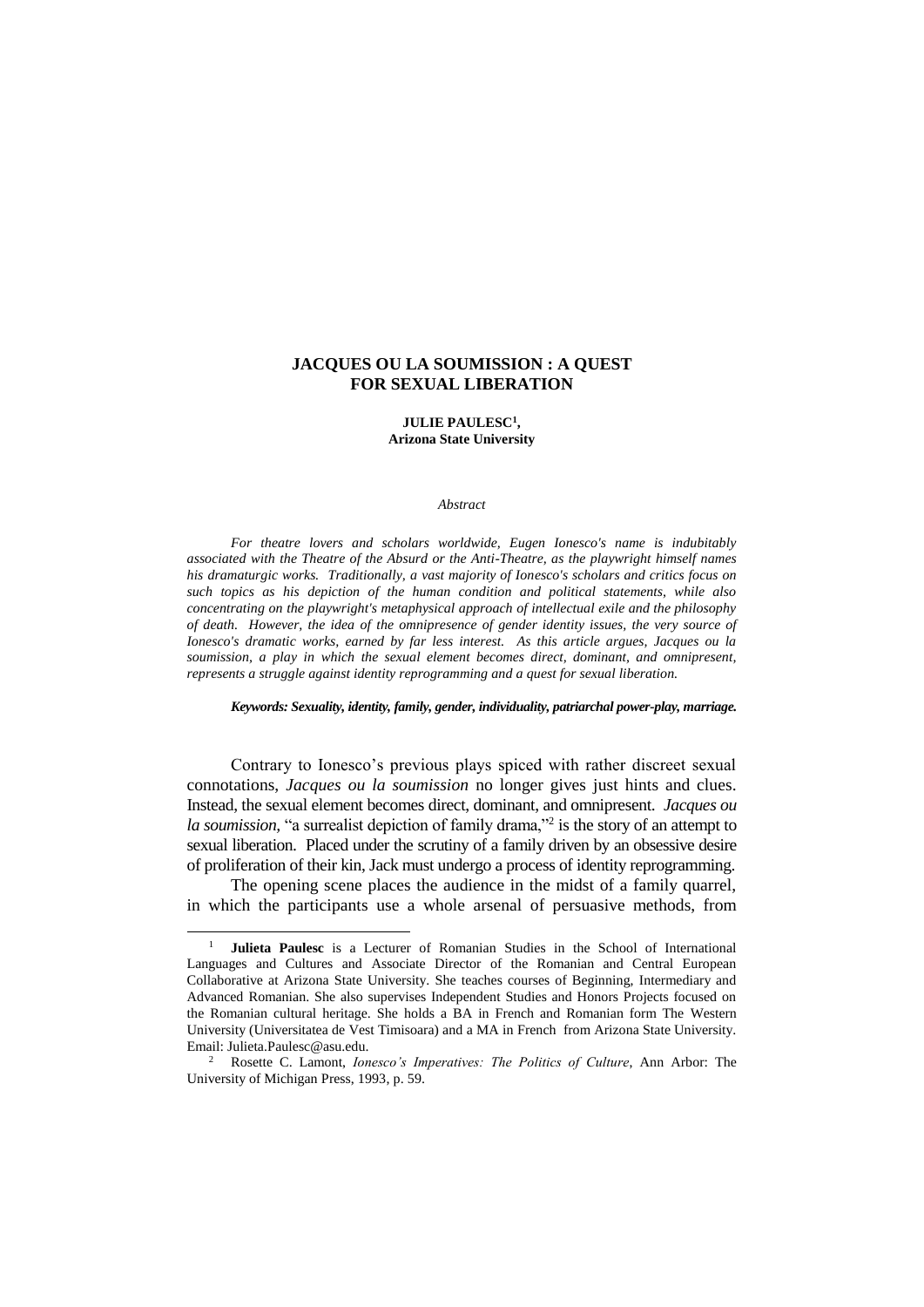# JACQUES OU LA SOUMISSION : A QUEST FOR SEXUAL LIBERATION

**JULIE PAULESC[1],**
**Arizona State University**

*Abstract*

*For theatre lovers and scholars worldwide, Eugen Ionesco's name is indubitably associated with the Theatre of the Absurd or the Anti-Theatre, as the playwright himself names his dramaturgic works. Traditionally, a vast majority of Ionesco's scholars and critics focus on such topics as his depiction of the human condition and political statements, while also concentrating on the playwright's metaphysical approach of intellectual exile and the philosophy of death. However, the idea of the omnipresence of gender identity issues, the very source of Ionesco's dramatic works, earned by far less interest. As this article argues, Jacques ou la soumission, a play in which the sexual element becomes direct, dominant, and omnipresent, represents a struggle against identity reprogramming and a quest for sexual liberation.*

***Keywords: Sexuality, identity, family, gender, individuality, patriarchal power-play, marriage.***

Contrary to Ionesco's previous plays spiced with rather discreet sexual connotations, *Jacques ou la soumission* no longer gives just hints and clues. Instead, the sexual element becomes direct, dominant, and omnipresent. *Jacques ou la soumission*, "a surrealist depiction of family drama,"[2] is the story of an attempt to sexual liberation. Placed under the scrutiny of a family driven by an obsessive desire of proliferation of their kin, Jack must undergo a process of identity reprogramming.

The opening scene places the audience in the midst of a family quarrel, in which the participants use a whole arsenal of persuasive methods, from

---

[1] **Julieta Paulesc** is a Lecturer of Romanian Studies in the School of International Languages and Cultures and Associate Director of the Romanian and Central European Collaborative at Arizona State University. She teaches courses of Beginning, Intermediary and Advanced Romanian. She also supervises Independent Studies and Honors Projects focused on the Romanian cultural heritage. She holds a BA in French and Romanian form The Western University (Universitatea de Vest Timisoara) and a MA in French from Arizona State University. Email: Julieta.Paulesc@asu.edu.

[2] Rosette C. Lamont, *Ionesco's Imperatives: The Politics of Culture*, Ann Arbor: The University of Michigan Press, 1993, p. 59.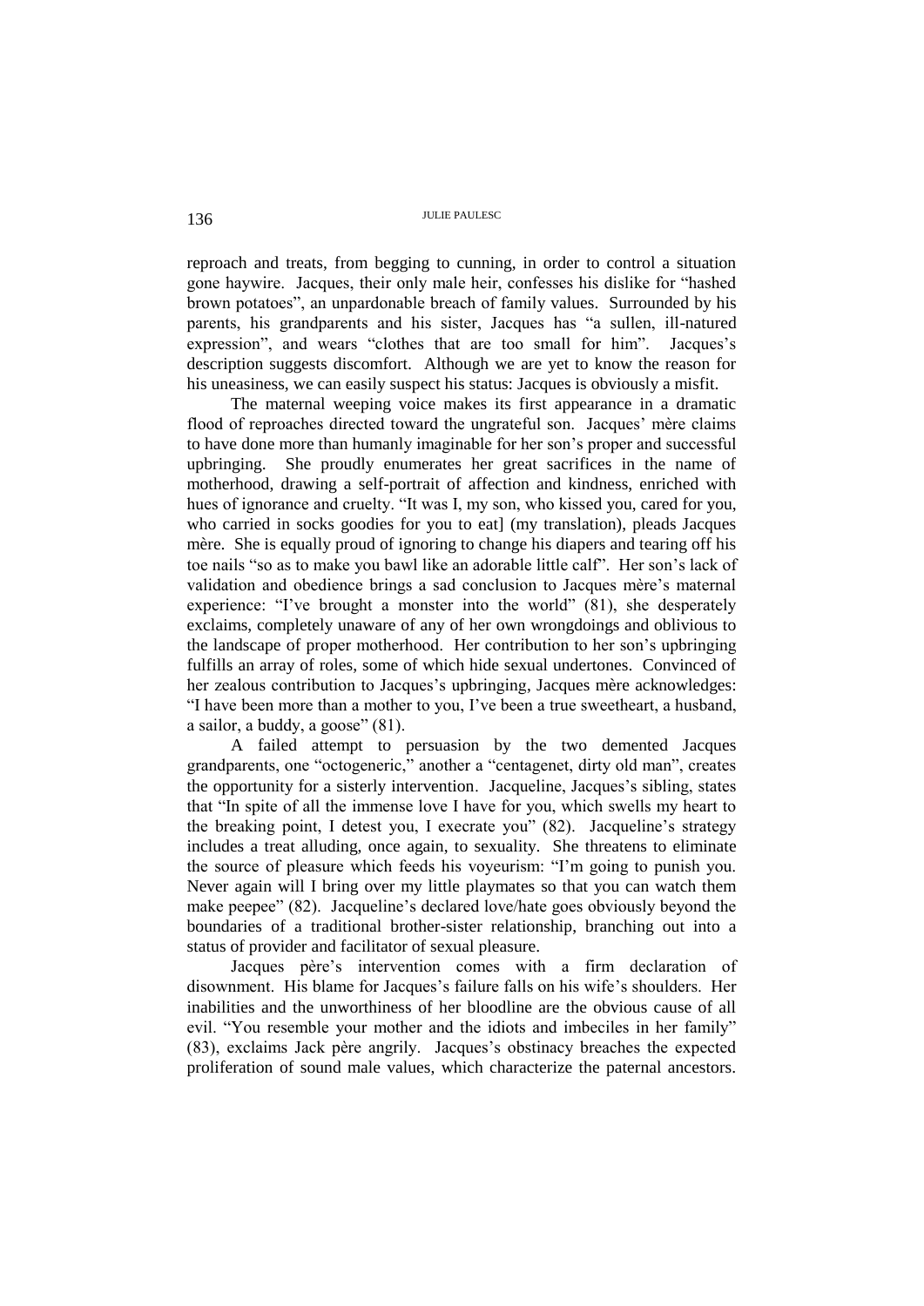reproach and treats, from begging to cunning, in order to control a situation gone haywire. Jacques, their only male heir, confesses his dislike for "hashed brown potatoes", an unpardonable breach of family values. Surrounded by his parents, his grandparents and his sister, Jacques has "a sullen, ill-natured expression", and wears "clothes that are too small for him". Jacques's description suggests discomfort. Although we are yet to know the reason for his uneasiness, we can easily suspect his status: Jacques is obviously a misfit.

The maternal weeping voice makes its first appearance in a dramatic flood of reproaches directed toward the ungrateful son. Jacques' mère claims to have done more than humanly imaginable for her son's proper and successful upbringing. She proudly enumerates her great sacrifices in the name of motherhood, drawing a self-portrait of affection and kindness, enriched with hues of ignorance and cruelty. "It was I, my son, who kissed you, cared for you, who carried in socks goodies for you to eat] (my translation), pleads Jacques mère. She is equally proud of ignoring to change his diapers and tearing off his toe nails "so as to make you bawl like an adorable little calf". Her son's lack of validation and obedience brings a sad conclusion to Jacques mère's maternal experience: "I've brought a monster into the world" (81), she desperately exclaims, completely unaware of any of her own wrongdoings and oblivious to the landscape of proper motherhood. Her contribution to her son's upbringing fulfills an array of roles, some of which hide sexual undertones. Convinced of her zealous contribution to Jacques's upbringing, Jacques mère acknowledges: "I have been more than a mother to you, I've been a true sweetheart, a husband, a sailor, a buddy, a goose" (81).

A failed attempt to persuasion by the two demented Jacques grandparents, one "octogeneric," another a "centagenet, dirty old man", creates the opportunity for a sisterly intervention. Jacqueline, Jacques's sibling, states that "In spite of all the immense love I have for you, which swells my heart to the breaking point, I detest you, I execrate you" (82). Jacqueline's strategy includes a treat alluding, once again, to sexuality. She threatens to eliminate the source of pleasure which feeds his voyeurism: "I'm going to punish you. Never again will I bring over my little playmates so that you can watch them make peepee" (82). Jacqueline's declared love/hate goes obviously beyond the boundaries of a traditional brother-sister relationship, branching out into a status of provider and facilitator of sexual pleasure.

Jacques père's intervention comes with a firm declaration of disownment. His blame for Jacques's failure falls on his wife's shoulders. Her inabilities and the unworthiness of her bloodline are the obvious cause of all evil. "You resemble your mother and the idiots and imbeciles in her family" (83), exclaims Jack père angrily. Jacques's obstinacy breaches the expected proliferation of sound male values, which characterize the paternal ancestors.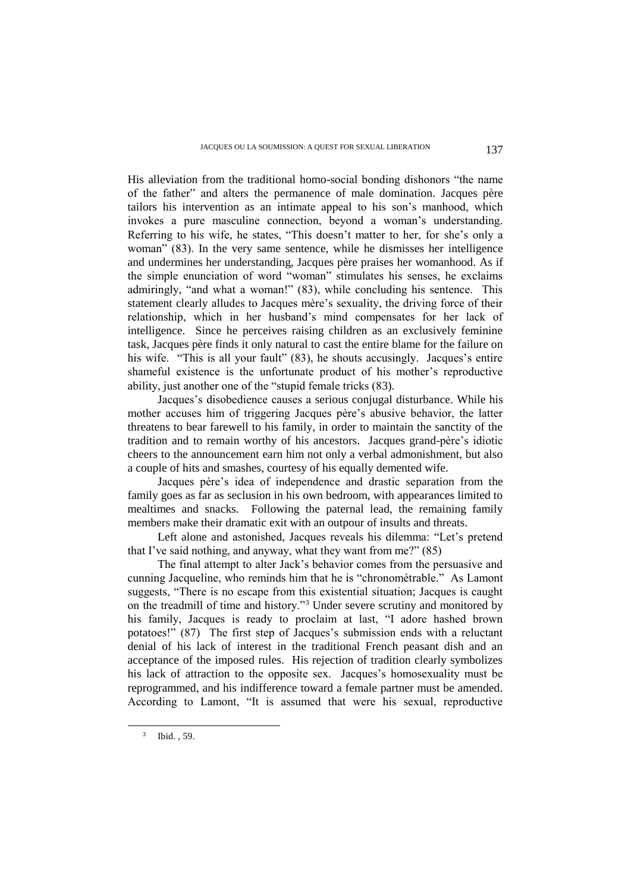His alleviation from the traditional homo-social bonding dishonors "the name of the father" and alters the permanence of male domination. Jacques père tailors his intervention as an intimate appeal to his son's manhood, which invokes a pure masculine connection, beyond a woman's understanding. Referring to his wife, he states, "This doesn't matter to her, for she's only a woman" (83). In the very same sentence, while he dismisses her intelligence and undermines her understanding, Jacques père praises her womanhood. As if the simple enunciation of word "woman" stimulates his senses, he exclaims admiringly, "and what a woman!" (83), while concluding his sentence. This statement clearly alludes to Jacques mère's sexuality, the driving force of their relationship, which in her husband's mind compensates for her lack of intelligence. Since he perceives raising children as an exclusively feminine task, Jacques père finds it only natural to cast the entire blame for the failure on his wife. "This is all your fault" (83), he shouts accusingly. Jacques's entire shameful existence is the unfortunate product of his mother's reproductive ability, just another one of the "stupid female tricks (83).

Jacques's disobedience causes a serious conjugal disturbance. While his mother accuses him of triggering Jacques père's abusive behavior, the latter threatens to bear farewell to his family, in order to maintain the sanctity of the tradition and to remain worthy of his ancestors. Jacques grand-père's idiotic cheers to the announcement earn him not only a verbal admonishment, but also a couple of hits and smashes, courtesy of his equally demented wife.

Jacques père's idea of independence and drastic separation from the family goes as far as seclusion in his own bedroom, with appearances limited to mealtimes and snacks. Following the paternal lead, the remaining family members make their dramatic exit with an outpour of insults and threats.

Left alone and astonished, Jacques reveals his dilemma: "Let's pretend that I've said nothing, and anyway, what they want from me?" (85)

The final attempt to alter Jack's behavior comes from the persuasive and cunning Jacqueline, who reminds him that he is "chronométrable." As Lamont suggests, "There is no escape from this existential situation; Jacques is caught on the treadmill of time and history."[3] Under severe scrutiny and monitored by his family, Jacques is ready to proclaim at last, "I adore hashed brown potatoes!" (87) The first step of Jacques's submission ends with a reluctant denial of his lack of interest in the traditional French peasant dish and an acceptance of the imposed rules. His rejection of tradition clearly symbolizes his lack of attraction to the opposite sex. Jacques's homosexuality must be reprogrammed, and his indifference toward a female partner must be amended. According to Lamont, "It is assumed that were his sexual, reproductive

[3] Ibid. , 59.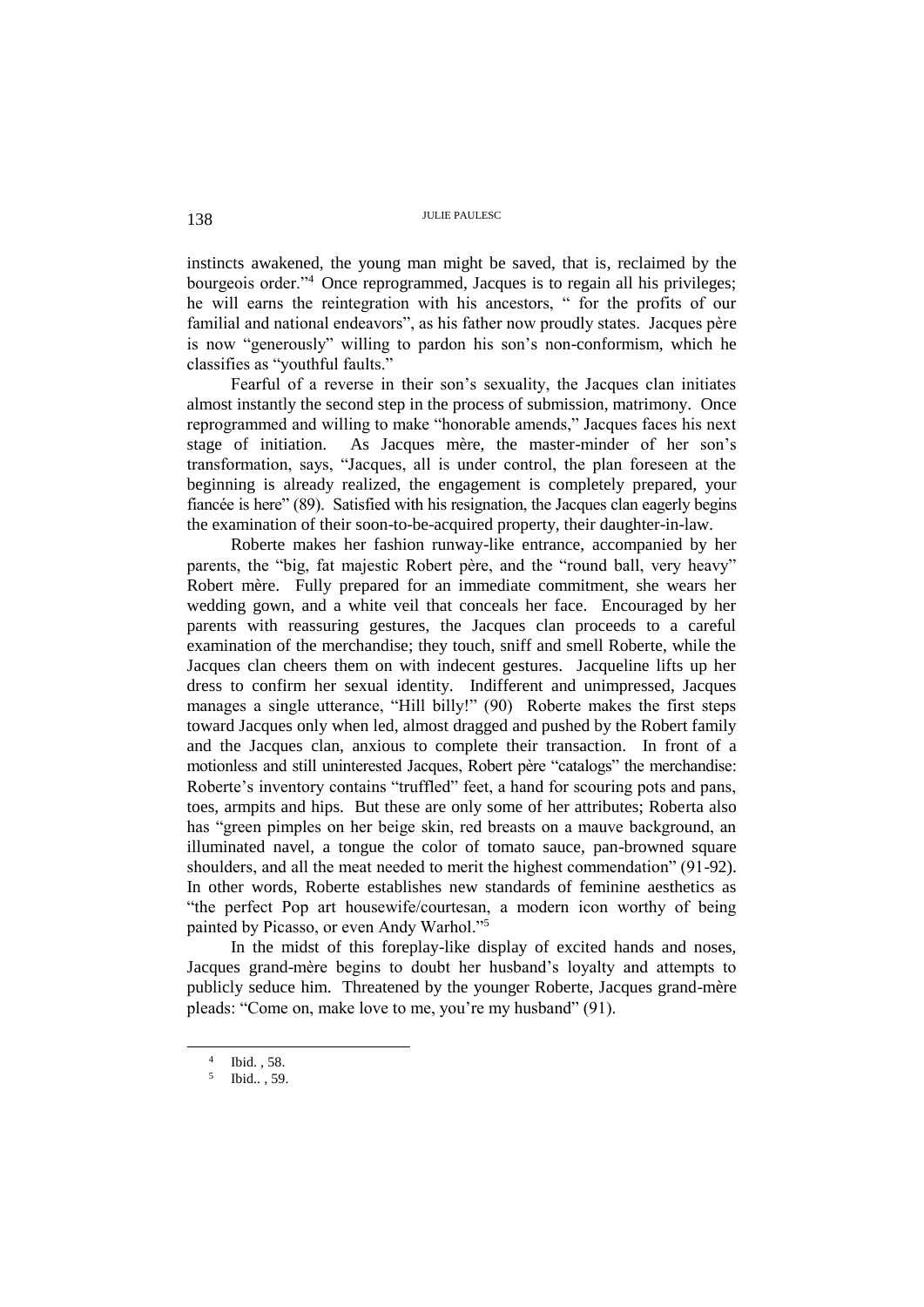instincts awakened, the young man might be saved, that is, reclaimed by the bourgeois order."[4] Once reprogrammed, Jacques is to regain all his privileges; he will earns the reintegration with his ancestors, " for the profits of our familial and national endeavors", as his father now proudly states. Jacques père is now "generously" willing to pardon his son's non-conformism, which he classifies as "youthful faults."

Fearful of a reverse in their son's sexuality, the Jacques clan initiates almost instantly the second step in the process of submission, matrimony. Once reprogrammed and willing to make "honorable amends," Jacques faces his next stage of initiation. As Jacques mère, the master-minder of her son's transformation, says, "Jacques, all is under control, the plan foreseen at the beginning is already realized, the engagement is completely prepared, your fiancée is here" (89). Satisfied with his resignation, the Jacques clan eagerly begins the examination of their soon-to-be-acquired property, their daughter-in-law.

Roberte makes her fashion runway-like entrance, accompanied by her parents, the "big, fat majestic Robert père, and the "round ball, very heavy" Robert mère. Fully prepared for an immediate commitment, she wears her wedding gown, and a white veil that conceals her face. Encouraged by her parents with reassuring gestures, the Jacques clan proceeds to a careful examination of the merchandise; they touch, sniff and smell Roberte, while the Jacques clan cheers them on with indecent gestures. Jacqueline lifts up her dress to confirm her sexual identity. Indifferent and unimpressed, Jacques manages a single utterance, "Hill billy!" (90) Roberte makes the first steps toward Jacques only when led, almost dragged and pushed by the Robert family and the Jacques clan, anxious to complete their transaction. In front of a motionless and still uninterested Jacques, Robert père "catalogs" the merchandise: Roberte's inventory contains "truffled" feet, a hand for scouring pots and pans, toes, armpits and hips. But these are only some of her attributes; Roberta also has "green pimples on her beige skin, red breasts on a mauve background, an illuminated navel, a tongue the color of tomato sauce, pan-browned square shoulders, and all the meat needed to merit the highest commendation" (91-92). In other words, Roberte establishes new standards of feminine aesthetics as "the perfect Pop art housewife/courtesan, a modern icon worthy of being painted by Picasso, or even Andy Warhol."[5]

In the midst of this foreplay-like display of excited hands and noses, Jacques grand-mère begins to doubt her husband's loyalty and attempts to publicly seduce him. Threatened by the younger Roberte, Jacques grand-mère pleads: "Come on, make love to me, you're my husband" (91).

---

[4] Ibid. , 58.

[5] Ibid.. , 59.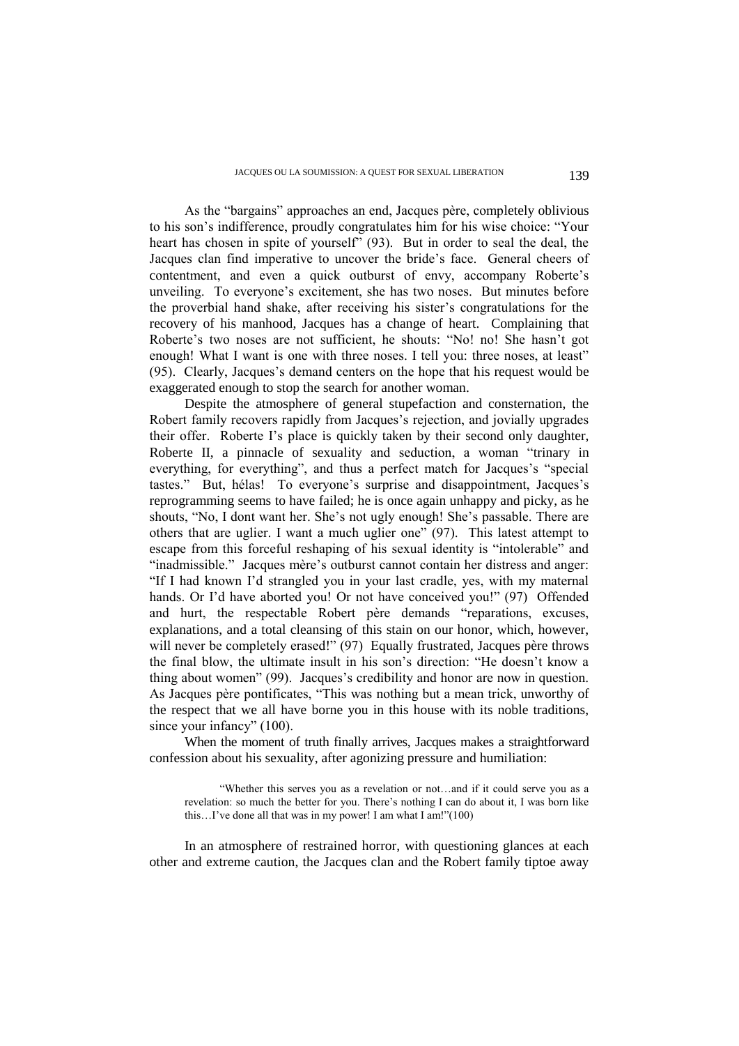As the "bargains" approaches an end, Jacques père, completely oblivious to his son's indifference, proudly congratulates him for his wise choice: "Your heart has chosen in spite of yourself" (93). But in order to seal the deal, the Jacques clan find imperative to uncover the bride's face. General cheers of contentment, and even a quick outburst of envy, accompany Roberte's unveiling. To everyone's excitement, she has two noses. But minutes before the proverbial hand shake, after receiving his sister's congratulations for the recovery of his manhood, Jacques has a change of heart. Complaining that Roberte's two noses are not sufficient, he shouts: "No! no! She hasn't got enough! What I want is one with three noses. I tell you: three noses, at least" (95). Clearly, Jacques's demand centers on the hope that his request would be exaggerated enough to stop the search for another woman.

Despite the atmosphere of general stupefaction and consternation, the Robert family recovers rapidly from Jacques's rejection, and jovially upgrades their offer. Roberte I's place is quickly taken by their second only daughter, Roberte II, a pinnacle of sexuality and seduction, a woman "trinary in everything, for everything", and thus a perfect match for Jacques's "special tastes." But, hélas! To everyone's surprise and disappointment, Jacques's reprogramming seems to have failed; he is once again unhappy and picky, as he shouts, "No, I dont want her. She's not ugly enough! She's passable. There are others that are uglier. I want a much uglier one" (97). This latest attempt to escape from this forceful reshaping of his sexual identity is "intolerable" and "inadmissible." Jacques mère's outburst cannot contain her distress and anger: "If I had known I'd strangled you in your last cradle, yes, with my maternal hands. Or I'd have aborted you! Or not have conceived you!" (97) Offended and hurt, the respectable Robert père demands "reparations, excuses, explanations, and a total cleansing of this stain on our honor, which, however, will never be completely erased!" (97) Equally frustrated, Jacques père throws the final blow, the ultimate insult in his son's direction: "He doesn't know a thing about women" (99). Jacques's credibility and honor are now in question. As Jacques père pontificates, "This was nothing but a mean trick, unworthy of the respect that we all have borne you in this house with its noble traditions, since your infancy" (100).

When the moment of truth finally arrives, Jacques makes a straightforward confession about his sexuality, after agonizing pressure and humiliation:

> "Whether this serves you as a revelation or not…and if it could serve you as a revelation: so much the better for you. There's nothing I can do about it, I was born like this…I've done all that was in my power! I am what I am!"(100)

In an atmosphere of restrained horror, with questioning glances at each other and extreme caution, the Jacques clan and the Robert family tiptoe away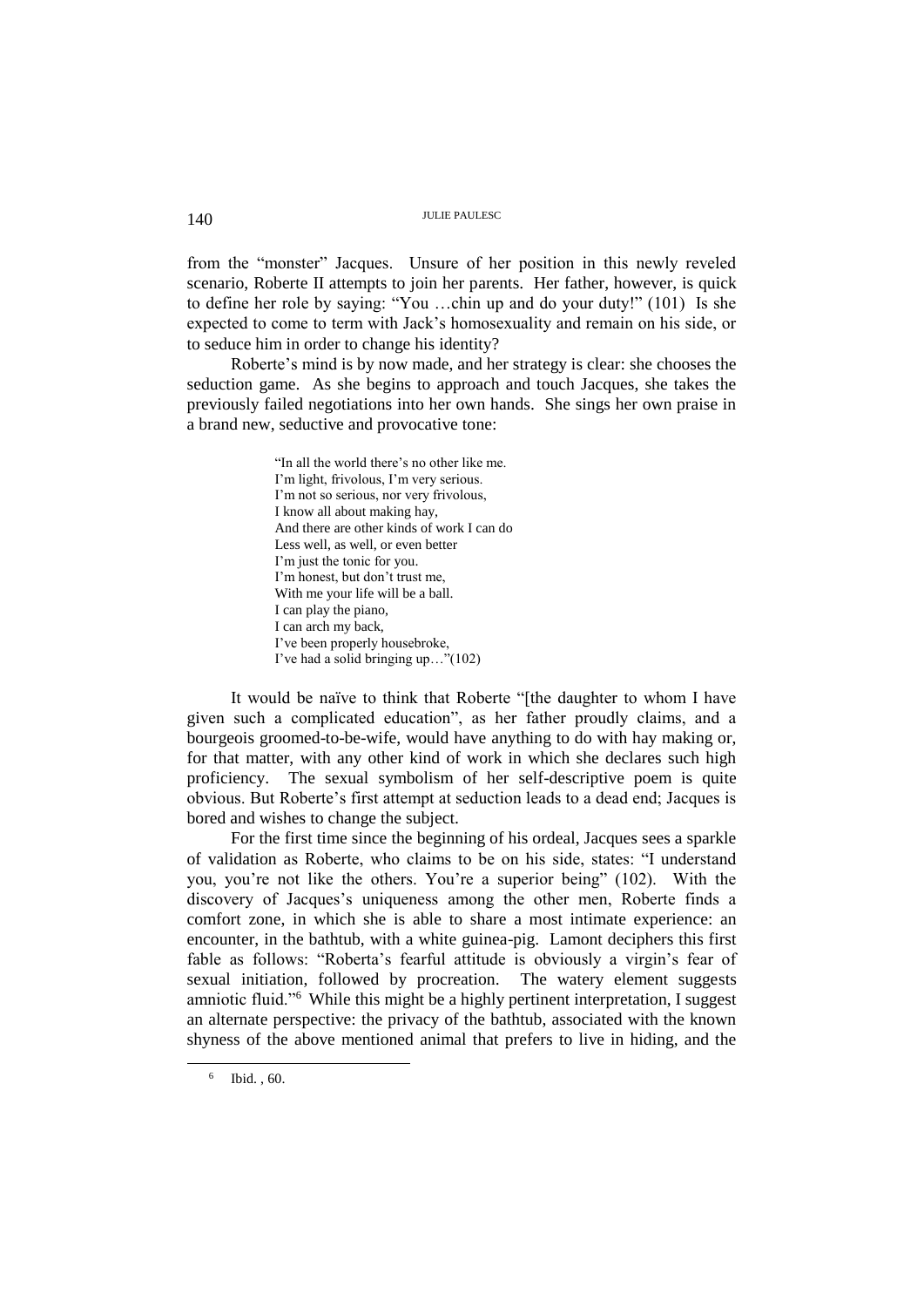from the "monster" Jacques. Unsure of her position in this newly reveled scenario, Roberte II attempts to join her parents. Her father, however, is quick to define her role by saying: "You …chin up and do your duty!" (101) Is she expected to come to term with Jack's homosexuality and remain on his side, or to seduce him in order to change his identity?

Roberte's mind is by now made, and her strategy is clear: she chooses the seduction game. As she begins to approach and touch Jacques, she takes the previously failed negotiations into her own hands. She sings her own praise in a brand new, seductive and provocative tone:

> "In all the world there's no other like me.
> I'm light, frivolous, I'm very serious.
> I'm not so serious, nor very frivolous,
> I know all about making hay,
> And there are other kinds of work I can do
> Less well, as well, or even better
> I'm just the tonic for you.
> I'm honest, but don't trust me,
> With me your life will be a ball.
> I can play the piano,
> I can arch my back,
> I've been properly housebroke,
> I've had a solid bringing up…"(102)

It would be naïve to think that Roberte "[the daughter to whom I have given such a complicated education", as her father proudly claims, and a bourgeois groomed-to-be-wife, would have anything to do with hay making or, for that matter, with any other kind of work in which she declares such high proficiency. The sexual symbolism of her self-descriptive poem is quite obvious. But Roberte's first attempt at seduction leads to a dead end; Jacques is bored and wishes to change the subject.

For the first time since the beginning of his ordeal, Jacques sees a sparkle of validation as Roberte, who claims to be on his side, states: "I understand you, you're not like the others. You're a superior being" (102). With the discovery of Jacques's uniqueness among the other men, Roberte finds a comfort zone, in which she is able to share a most intimate experience: an encounter, in the bathtub, with a white guinea-pig. Lamont deciphers this first fable as follows: "Roberta's fearful attitude is obviously a virgin's fear of sexual initiation, followed by procreation. The watery element suggests amniotic fluid."[6] While this might be a highly pertinent interpretation, I suggest an alternate perspective: the privacy of the bathtub, associated with the known shyness of the above mentioned animal that prefers to live in hiding, and the

---

[6] Ibid. , 60.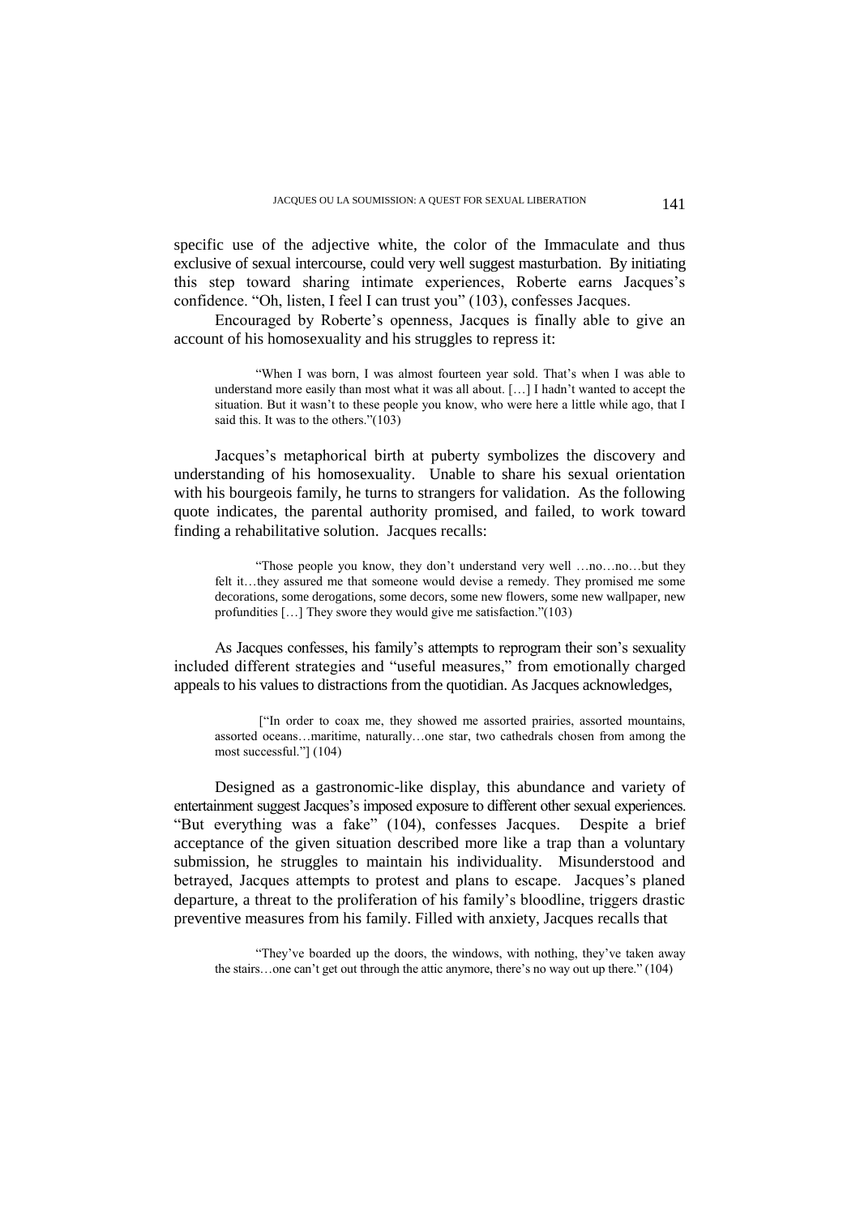specific use of the adjective white, the color of the Immaculate and thus exclusive of sexual intercourse, could very well suggest masturbation. By initiating this step toward sharing intimate experiences, Roberte earns Jacques's confidence. "Oh, listen, I feel I can trust you" (103), confesses Jacques.

Encouraged by Roberte's openness, Jacques is finally able to give an account of his homosexuality and his struggles to repress it:

> "When I was born, I was almost fourteen year sold. That's when I was able to understand more easily than most what it was all about. […] I hadn't wanted to accept the situation. But it wasn't to these people you know, who were here a little while ago, that I said this. It was to the others."(103)

Jacques's metaphorical birth at puberty symbolizes the discovery and understanding of his homosexuality. Unable to share his sexual orientation with his bourgeois family, he turns to strangers for validation. As the following quote indicates, the parental authority promised, and failed, to work toward finding a rehabilitative solution. Jacques recalls:

> "Those people you know, they don't understand very well …no…no…but they felt it…they assured me that someone would devise a remedy. They promised me some decorations, some derogations, some decors, some new flowers, some new wallpaper, new profundities […] They swore they would give me satisfaction."(103)

As Jacques confesses, his family's attempts to reprogram their son's sexuality included different strategies and "useful measures," from emotionally charged appeals to his values to distractions from the quotidian. As Jacques acknowledges,

> ["In order to coax me, they showed me assorted prairies, assorted mountains, assorted oceans…maritime, naturally…one star, two cathedrals chosen from among the most successful."] (104)

Designed as a gastronomic-like display, this abundance and variety of entertainment suggest Jacques's imposed exposure to different other sexual experiences. "But everything was a fake" (104), confesses Jacques. Despite a brief acceptance of the given situation described more like a trap than a voluntary submission, he struggles to maintain his individuality. Misunderstood and betrayed, Jacques attempts to protest and plans to escape. Jacques's planed departure, a threat to the proliferation of his family's bloodline, triggers drastic preventive measures from his family. Filled with anxiety, Jacques recalls that

> "They've boarded up the doors, the windows, with nothing, they've taken away the stairs…one can't get out through the attic anymore, there's no way out up there." (104)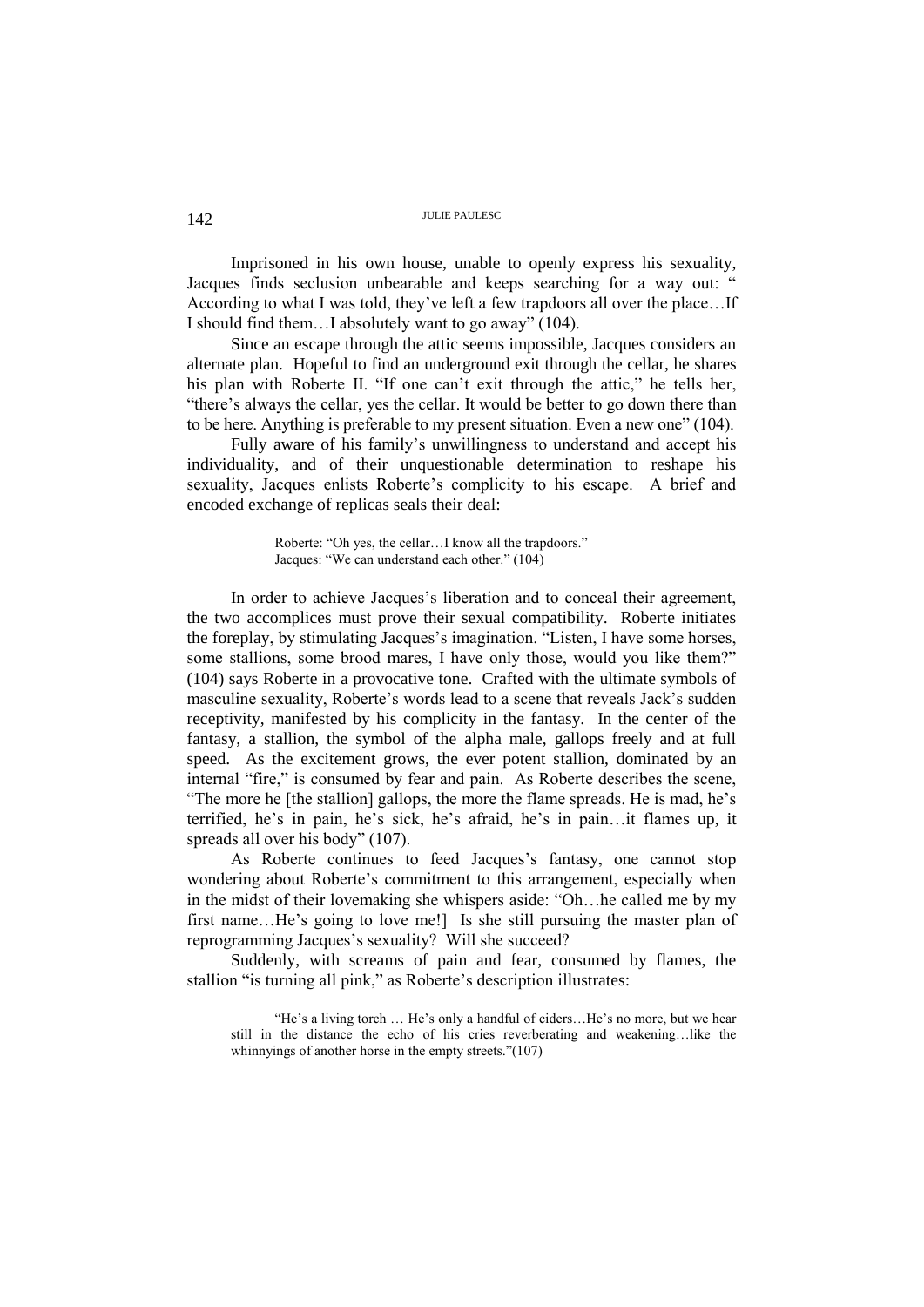Imprisoned in his own house, unable to openly express his sexuality, Jacques finds seclusion unbearable and keeps searching for a way out: " According to what I was told, they've left a few trapdoors all over the place…If I should find them…I absolutely want to go away" (104).

Since an escape through the attic seems impossible, Jacques considers an alternate plan. Hopeful to find an underground exit through the cellar, he shares his plan with Roberte II. "If one can't exit through the attic," he tells her, "there's always the cellar, yes the cellar. It would be better to go down there than to be here. Anything is preferable to my present situation. Even a new one" (104).

Fully aware of his family's unwillingness to understand and accept his individuality, and of their unquestionable determination to reshape his sexuality, Jacques enlists Roberte's complicity to his escape. A brief and encoded exchange of replicas seals their deal:

> Roberte: "Oh yes, the cellar…I know all the trapdoors."
> Jacques: "We can understand each other." (104)

In order to achieve Jacques's liberation and to conceal their agreement, the two accomplices must prove their sexual compatibility. Roberte initiates the foreplay, by stimulating Jacques's imagination. "Listen, I have some horses, some stallions, some brood mares, I have only those, would you like them?" (104) says Roberte in a provocative tone. Crafted with the ultimate symbols of masculine sexuality, Roberte's words lead to a scene that reveals Jack's sudden receptivity, manifested by his complicity in the fantasy. In the center of the fantasy, a stallion, the symbol of the alpha male, gallops freely and at full speed. As the excitement grows, the ever potent stallion, dominated by an internal "fire," is consumed by fear and pain. As Roberte describes the scene, "The more he [the stallion] gallops, the more the flame spreads. He is mad, he's terrified, he's in pain, he's sick, he's afraid, he's in pain…it flames up, it spreads all over his body" (107).

As Roberte continues to feed Jacques's fantasy, one cannot stop wondering about Roberte's commitment to this arrangement, especially when in the midst of their lovemaking she whispers aside: "Oh…he called me by my first name…He's going to love me!] Is she still pursuing the master plan of reprogramming Jacques's sexuality? Will she succeed?

Suddenly, with screams of pain and fear, consumed by flames, the stallion "is turning all pink," as Roberte's description illustrates:

> "He's a living torch … He's only a handful of ciders…He's no more, but we hear still in the distance the echo of his cries reverberating and weakening…like the whinnyings of another horse in the empty streets."(107)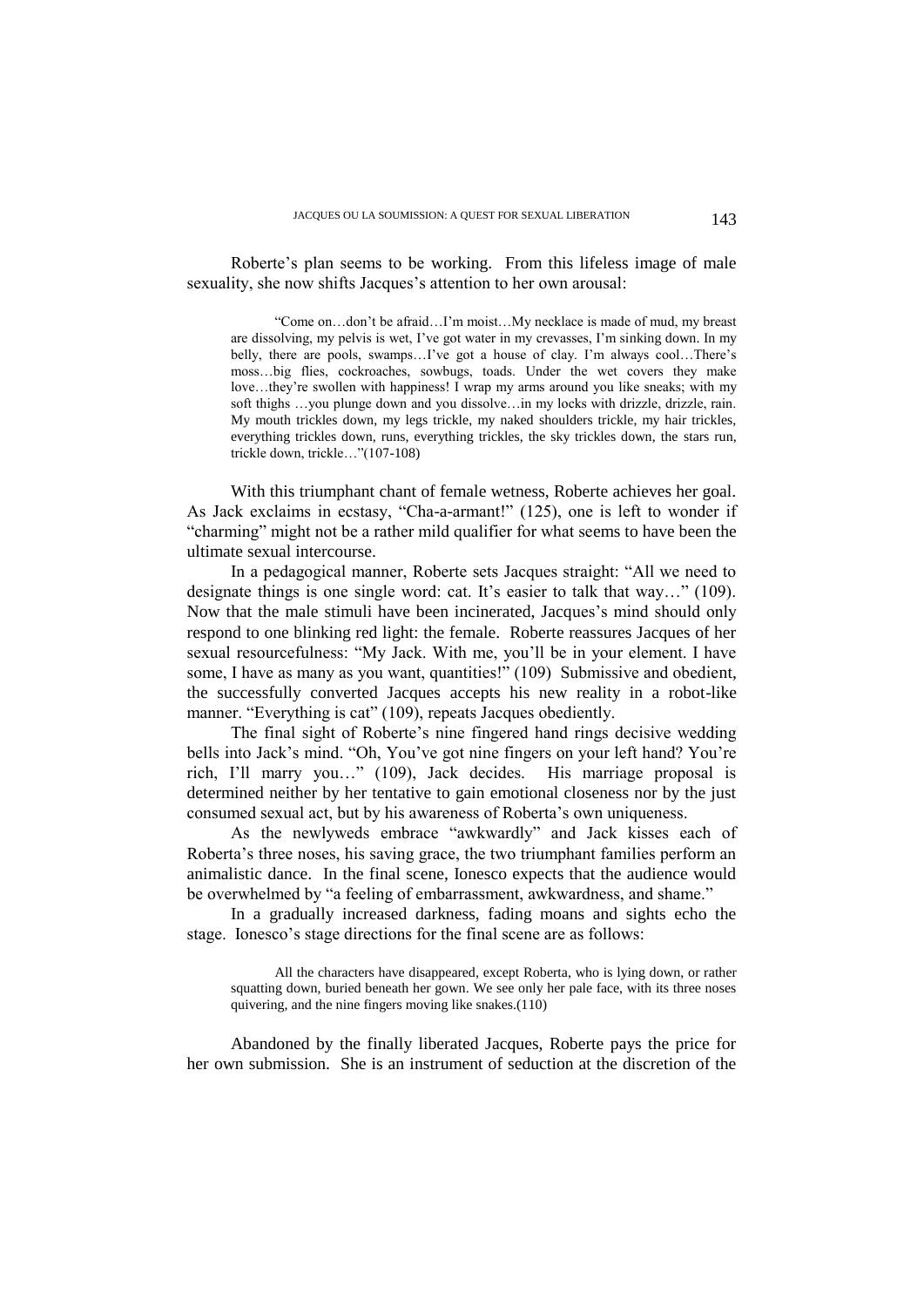Roberte's plan seems to be working. From this lifeless image of male sexuality, she now shifts Jacques's attention to her own arousal:

> "Come on…don't be afraid…I'm moist…My necklace is made of mud, my breast are dissolving, my pelvis is wet, I've got water in my crevasses, I'm sinking down. In my belly, there are pools, swamps…I've got a house of clay. I'm always cool…There's moss…big flies, cockroaches, sowbugs, toads. Under the wet covers they make love…they're swollen with happiness! I wrap my arms around you like sneaks; with my soft thighs …you plunge down and you dissolve…in my locks with drizzle, drizzle, rain. My mouth trickles down, my legs trickle, my naked shoulders trickle, my hair trickles, everything trickles down, runs, everything trickles, the sky trickles down, the stars run, trickle down, trickle…"(107-108)

With this triumphant chant of female wetness, Roberte achieves her goal. As Jack exclaims in ecstasy, "Cha-a-armant!" (125), one is left to wonder if "charming" might not be a rather mild qualifier for what seems to have been the ultimate sexual intercourse.

In a pedagogical manner, Roberte sets Jacques straight: "All we need to designate things is one single word: cat. It's easier to talk that way…" (109). Now that the male stimuli have been incinerated, Jacques's mind should only respond to one blinking red light: the female. Roberte reassures Jacques of her sexual resourcefulness: "My Jack. With me, you'll be in your element. I have some, I have as many as you want, quantities!" (109) Submissive and obedient, the successfully converted Jacques accepts his new reality in a robot-like manner. "Everything is cat" (109), repeats Jacques obediently.

The final sight of Roberte's nine fingered hand rings decisive wedding bells into Jack's mind. "Oh, You've got nine fingers on your left hand? You're rich, I'll marry you…" (109), Jack decides. His marriage proposal is determined neither by her tentative to gain emotional closeness nor by the just consumed sexual act, but by his awareness of Roberta's own uniqueness.

As the newlyweds embrace "awkwardly" and Jack kisses each of Roberta's three noses, his saving grace, the two triumphant families perform an animalistic dance. In the final scene, Ionesco expects that the audience would be overwhelmed by "a feeling of embarrassment, awkwardness, and shame."

In a gradually increased darkness, fading moans and sights echo the stage. Ionesco's stage directions for the final scene are as follows:

> All the characters have disappeared, except Roberta, who is lying down, or rather squatting down, buried beneath her gown. We see only her pale face, with its three noses quivering, and the nine fingers moving like snakes.(110)

Abandoned by the finally liberated Jacques, Roberte pays the price for her own submission. She is an instrument of seduction at the discretion of the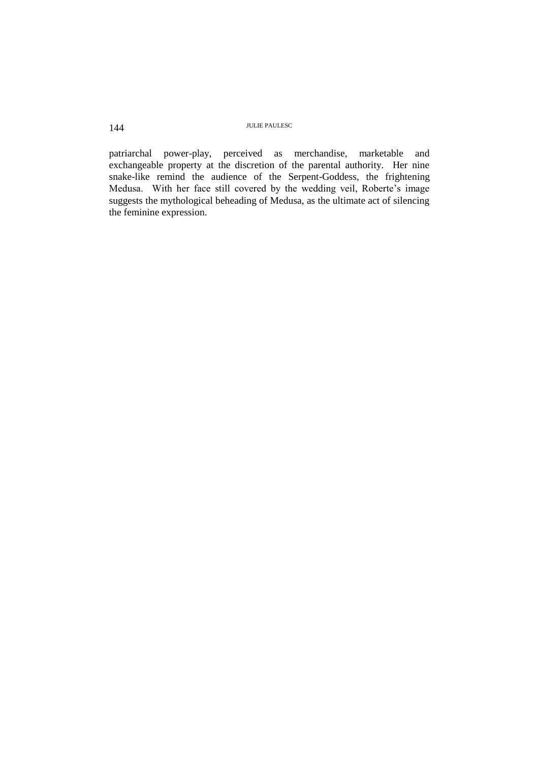patriarchal power-play, perceived as merchandise, marketable and exchangeable property at the discretion of the parental authority. Her nine snake-like remind the audience of the Serpent-Goddess, the frightening Medusa. With her face still covered by the wedding veil, Roberte's image suggests the mythological beheading of Medusa, as the ultimate act of silencing the feminine expression.